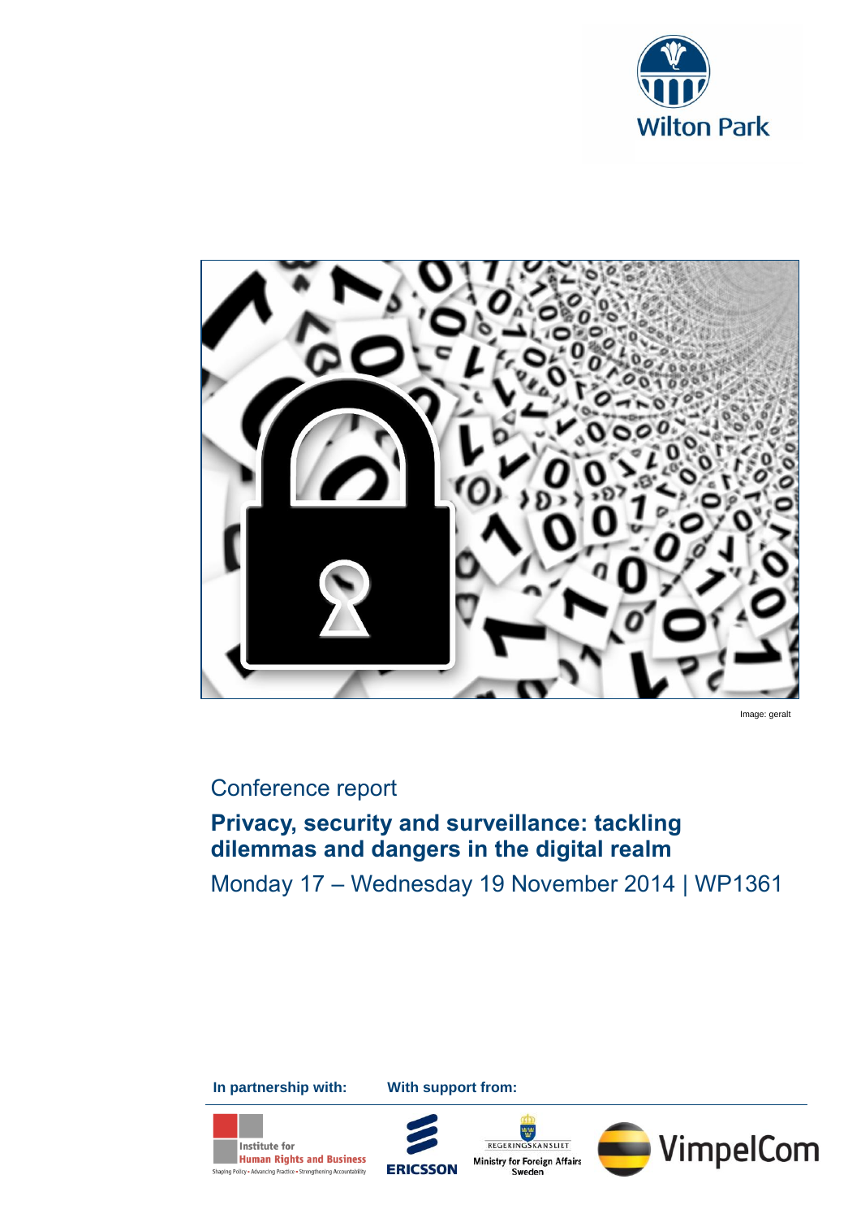Wilton Park

Image: geralt

Conference report

# Privacy, security and surveillance: tackling dilemmas and dangers in the digital realm

Monday 17 – Wednesday 19 November 2014 | WP1361

**In partnership with:**

Institute for Human Rights and Business
Shaping Policy • Advancing Practice • Strengthening Accountability

**With support from:**

ERICSSON

REGERINGSKANSLIET
Ministry for Foreign Affairs Sweden

VimpelCom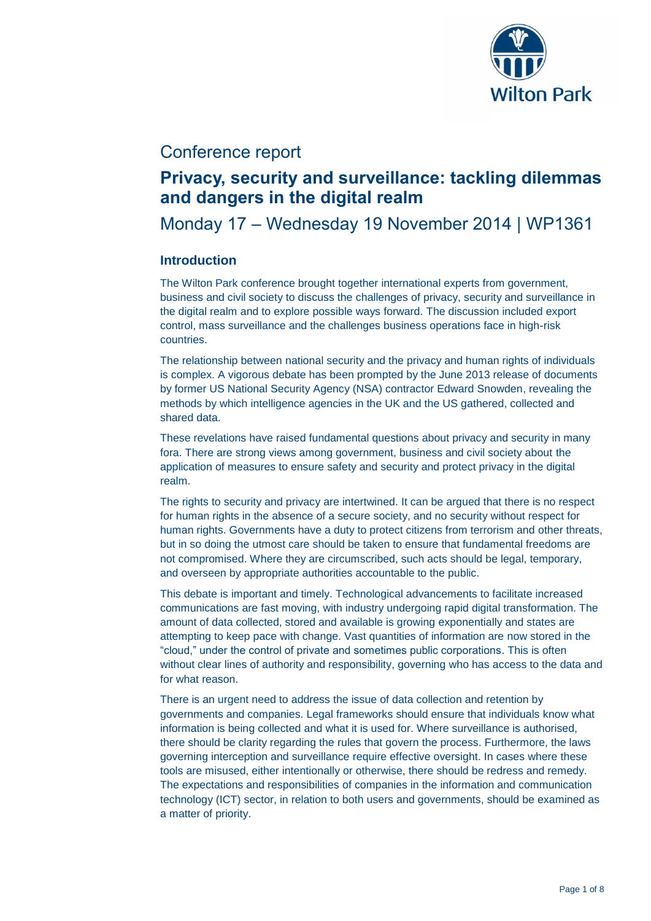# Conference report

## Privacy, security and surveillance: tackling dilemmas and dangers in the digital realm

Monday 17 – Wednesday 19 November 2014 | WP1361

### Introduction

The Wilton Park conference brought together international experts from government, business and civil society to discuss the challenges of privacy, security and surveillance in the digital realm and to explore possible ways forward. The discussion included export control, mass surveillance and the challenges business operations face in high-risk countries.

The relationship between national security and the privacy and human rights of individuals is complex. A vigorous debate has been prompted by the June 2013 release of documents by former US National Security Agency (NSA) contractor Edward Snowden, revealing the methods by which intelligence agencies in the UK and the US gathered, collected and shared data.

These revelations have raised fundamental questions about privacy and security in many fora. There are strong views among government, business and civil society about the application of measures to ensure safety and security and protect privacy in the digital realm.

The rights to security and privacy are intertwined. It can be argued that there is no respect for human rights in the absence of a secure society, and no security without respect for human rights. Governments have a duty to protect citizens from terrorism and other threats, but in so doing the utmost care should be taken to ensure that fundamental freedoms are not compromised. Where they are circumscribed, such acts should be legal, temporary, and overseen by appropriate authorities accountable to the public.

This debate is important and timely. Technological advancements to facilitate increased communications are fast moving, with industry undergoing rapid digital transformation. The amount of data collected, stored and available is growing exponentially and states are attempting to keep pace with change. Vast quantities of information are now stored in the "cloud," under the control of private and sometimes public corporations. This is often without clear lines of authority and responsibility, governing who has access to the data and for what reason.

There is an urgent need to address the issue of data collection and retention by governments and companies. Legal frameworks should ensure that individuals know what information is being collected and what it is used for. Where surveillance is authorised, there should be clarity regarding the rules that govern the process. Furthermore, the laws governing interception and surveillance require effective oversight. In cases where these tools are misused, either intentionally or otherwise, there should be redress and remedy. The expectations and responsibilities of companies in the information and communication technology (ICT) sector, in relation to both users and governments, should be examined as a matter of priority.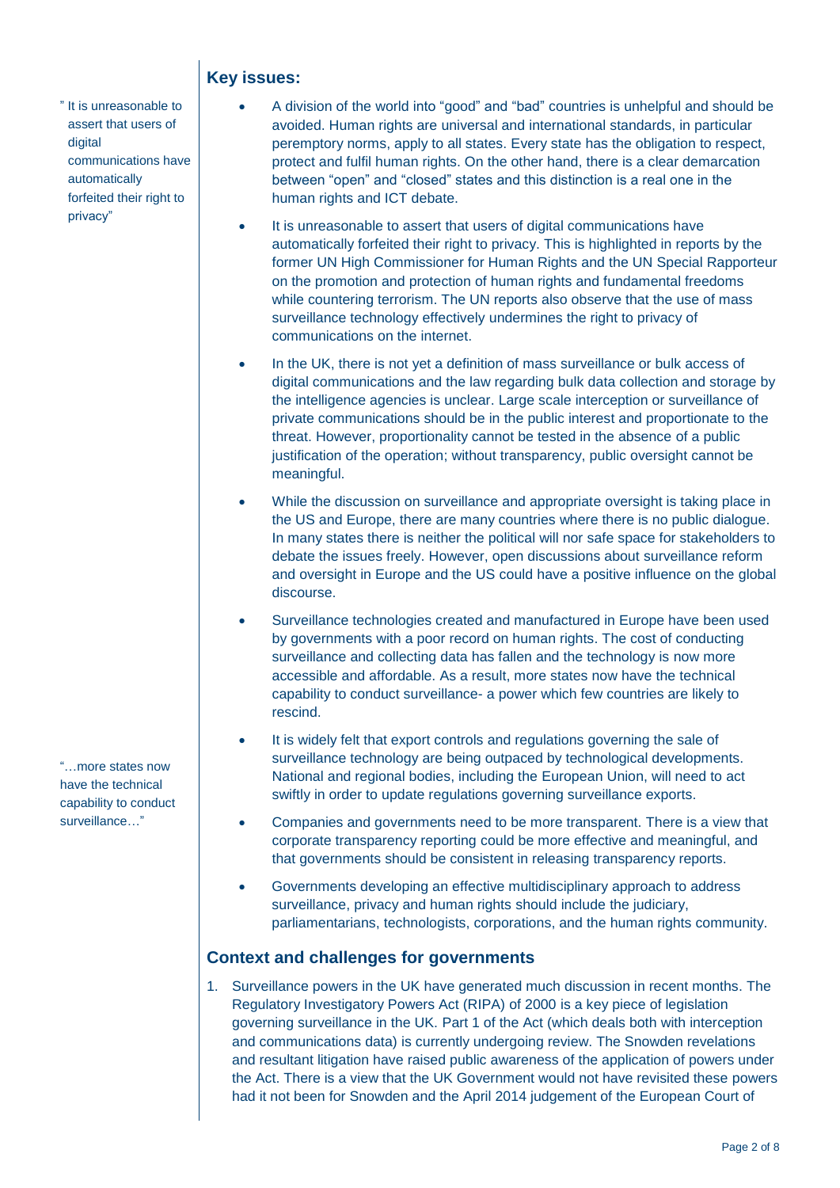" It is unreasonable to assert that users of digital communications have automatically forfeited their right to privacy"

## Key issues:

- A division of the world into "good" and "bad" countries is unhelpful and should be avoided. Human rights are universal and international standards, in particular peremptory norms, apply to all states. Every state has the obligation to respect, protect and fulfil human rights. On the other hand, there is a clear demarcation between "open" and "closed" states and this distinction is a real one in the human rights and ICT debate.
- It is unreasonable to assert that users of digital communications have automatically forfeited their right to privacy. This is highlighted in reports by the former UN High Commissioner for Human Rights and the UN Special Rapporteur on the promotion and protection of human rights and fundamental freedoms while countering terrorism. The UN reports also observe that the use of mass surveillance technology effectively undermines the right to privacy of communications on the internet.
- In the UK, there is not yet a definition of mass surveillance or bulk access of digital communications and the law regarding bulk data collection and storage by the intelligence agencies is unclear. Large scale interception or surveillance of private communications should be in the public interest and proportionate to the threat. However, proportionality cannot be tested in the absence of a public justification of the operation; without transparency, public oversight cannot be meaningful.
- While the discussion on surveillance and appropriate oversight is taking place in the US and Europe, there are many countries where there is no public dialogue. In many states there is neither the political will nor safe space for stakeholders to debate the issues freely. However, open discussions about surveillance reform and oversight in Europe and the US could have a positive influence on the global discourse.
- Surveillance technologies created and manufactured in Europe have been used by governments with a poor record on human rights. The cost of conducting surveillance and collecting data has fallen and the technology is now more accessible and affordable. As a result, more states now have the technical capability to conduct surveillance- a power which few countries are likely to rescind.
- It is widely felt that export controls and regulations governing the sale of surveillance technology are being outpaced by technological developments. National and regional bodies, including the European Union, will need to act swiftly in order to update regulations governing surveillance exports.
- Companies and governments need to be more transparent. There is a view that corporate transparency reporting could be more effective and meaningful, and that governments should be consistent in releasing transparency reports.
- Governments developing an effective multidisciplinary approach to address surveillance, privacy and human rights should include the judiciary, parliamentarians, technologists, corporations, and the human rights community.

"…more states now have the technical capability to conduct surveillance…"

## Context and challenges for governments

1. Surveillance powers in the UK have generated much discussion in recent months. The Regulatory Investigatory Powers Act (RIPA) of 2000 is a key piece of legislation governing surveillance in the UK. Part 1 of the Act (which deals both with interception and communications data) is currently undergoing review. The Snowden revelations and resultant litigation have raised public awareness of the application of powers under the Act. There is a view that the UK Government would not have revisited these powers had it not been for Snowden and the April 2014 judgement of the European Court of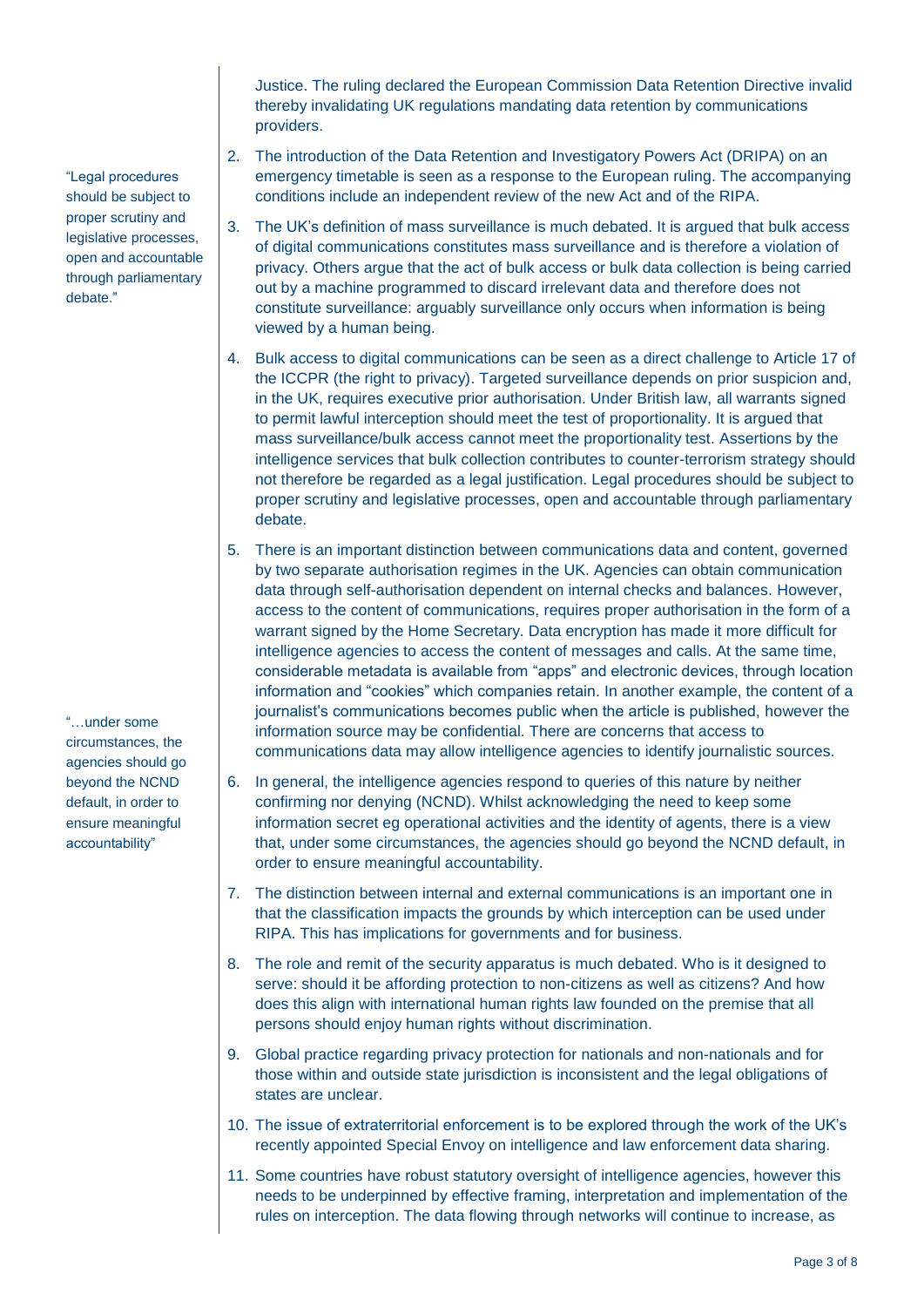Justice. The ruling declared the European Commission Data Retention Directive invalid thereby invalidating UK regulations mandating data retention by communications providers.

2. The introduction of the Data Retention and Investigatory Powers Act (DRIPA) on an emergency timetable is seen as a response to the European ruling. The accompanying conditions include an independent review of the new Act and of the RIPA.

> "Legal procedures should be subject to proper scrutiny and legislative processes, open and accountable through parliamentary debate."

3. The UK's definition of mass surveillance is much debated. It is argued that bulk access of digital communications constitutes mass surveillance and is therefore a violation of privacy. Others argue that the act of bulk access or bulk data collection is being carried out by a machine programmed to discard irrelevant data and therefore does not constitute surveillance: arguably surveillance only occurs when information is being viewed by a human being.

4. Bulk access to digital communications can be seen as a direct challenge to Article 17 of the ICCPR (the right to privacy). Targeted surveillance depends on prior suspicion and, in the UK, requires executive prior authorisation. Under British law, all warrants signed to permit lawful interception should meet the test of proportionality. It is argued that mass surveillance/bulk access cannot meet the proportionality test. Assertions by the intelligence services that bulk collection contributes to counter-terrorism strategy should not therefore be regarded as a legal justification. Legal procedures should be subject to proper scrutiny and legislative processes, open and accountable through parliamentary debate.

5. There is an important distinction between communications data and content, governed by two separate authorisation regimes in the UK. Agencies can obtain communication data through self-authorisation dependent on internal checks and balances. However, access to the content of communications, requires proper authorisation in the form of a warrant signed by the Home Secretary. Data encryption has made it more difficult for intelligence agencies to access the content of messages and calls. At the same time, considerable metadata is available from "apps" and electronic devices, through location information and "cookies" which companies retain. In another example, the content of a journalist's communications becomes public when the article is published, however the information source may be confidential. There are concerns that access to communications data may allow intelligence agencies to identify journalistic sources.

> "…under some circumstances, the agencies should go beyond the NCND default, in order to ensure meaningful accountability"

6. In general, the intelligence agencies respond to queries of this nature by neither confirming nor denying (NCND). Whilst acknowledging the need to keep some information secret eg operational activities and the identity of agents, there is a view that, under some circumstances, the agencies should go beyond the NCND default, in order to ensure meaningful accountability.

7. The distinction between internal and external communications is an important one in that the classification impacts the grounds by which interception can be used under RIPA. This has implications for governments and for business.

8. The role and remit of the security apparatus is much debated. Who is it designed to serve: should it be affording protection to non-citizens as well as citizens? And how does this align with international human rights law founded on the premise that all persons should enjoy human rights without discrimination.

9. Global practice regarding privacy protection for nationals and non-nationals and for those within and outside state jurisdiction is inconsistent and the legal obligations of states are unclear.

10. The issue of extraterritorial enforcement is to be explored through the work of the UK's recently appointed Special Envoy on intelligence and law enforcement data sharing.

11. Some countries have robust statutory oversight of intelligence agencies, however this needs to be underpinned by effective framing, interpretation and implementation of the rules on interception. The data flowing through networks will continue to increase, as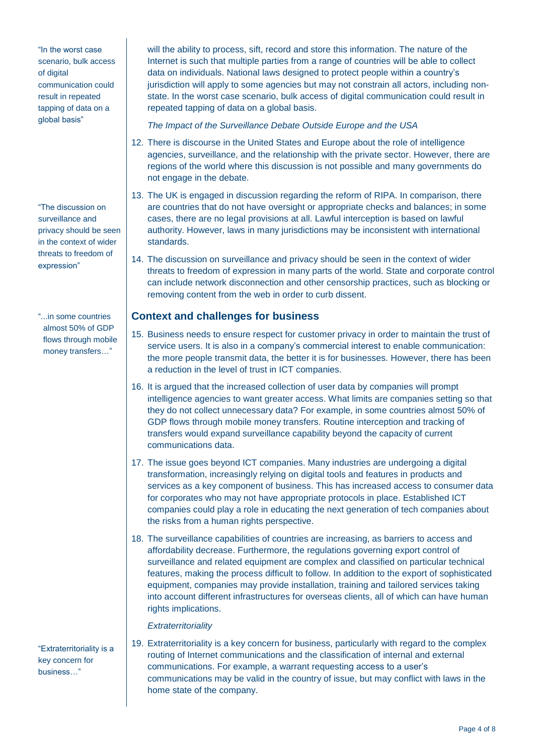will the ability to process, sift, record and store this information. The nature of the Internet is such that multiple parties from a range of countries will be able to collect data on individuals. National laws designed to protect people within a country's jurisdiction will apply to some agencies but may not constrain all actors, including non-state. In the worst case scenario, bulk access of digital communication could result in repeated tapping of data on a global basis.

> "In the worst case scenario, bulk access of digital communication could result in repeated tapping of data on a global basis"

*The Impact of the Surveillance Debate Outside Europe and the USA*

12. There is discourse in the United States and Europe about the role of intelligence agencies, surveillance, and the relationship with the private sector. However, there are regions of the world where this discussion is not possible and many governments do not engage in the debate.

13. The UK is engaged in discussion regarding the reform of RIPA. In comparison, there are countries that do not have oversight or appropriate checks and balances; in some cases, there are no legal provisions at all. Lawful interception is based on lawful authority. However, laws in many jurisdictions may be inconsistent with international standards.

14. The discussion on surveillance and privacy should be seen in the context of wider threats to freedom of expression in many parts of the world. State and corporate control can include network disconnection and other censorship practices, such as blocking or removing content from the web in order to curb dissent.

> "The discussion on surveillance and privacy should be seen in the context of wider threats to freedom of expression"

## Context and challenges for business

15. Business needs to ensure respect for customer privacy in order to maintain the trust of service users. It is also in a company's commercial interest to enable communication: the more people transmit data, the better it is for businesses. However, there has been a reduction in the level of trust in ICT companies.

16. It is argued that the increased collection of user data by companies will prompt intelligence agencies to want greater access. What limits are companies setting so that they do not collect unnecessary data? For example, in some countries almost 50% of GDP flows through mobile money transfers. Routine interception and tracking of transfers would expand surveillance capability beyond the capacity of current communications data.

> "...in some countries almost 50% of GDP flows through mobile money transfers…"

17. The issue goes beyond ICT companies. Many industries are undergoing a digital transformation, increasingly relying on digital tools and features in products and services as a key component of business. This has increased access to consumer data for corporates who may not have appropriate protocols in place. Established ICT companies could play a role in educating the next generation of tech companies about the risks from a human rights perspective.

18. The surveillance capabilities of countries are increasing, as barriers to access and affordability decrease. Furthermore, the regulations governing export control of surveillance and related equipment are complex and classified on particular technical features, making the process difficult to follow. In addition to the export of sophisticated equipment, companies may provide installation, training and tailored services taking into account different infrastructures for overseas clients, all of which can have human rights implications.

*Extraterritoriality*

19. Extraterritoriality is a key concern for business, particularly with regard to the complex routing of Internet communications and the classification of internal and external communications. For example, a warrant requesting access to a user's communications may be valid in the country of issue, but may conflict with laws in the home state of the company.

> "Extraterritoriality is a key concern for business…"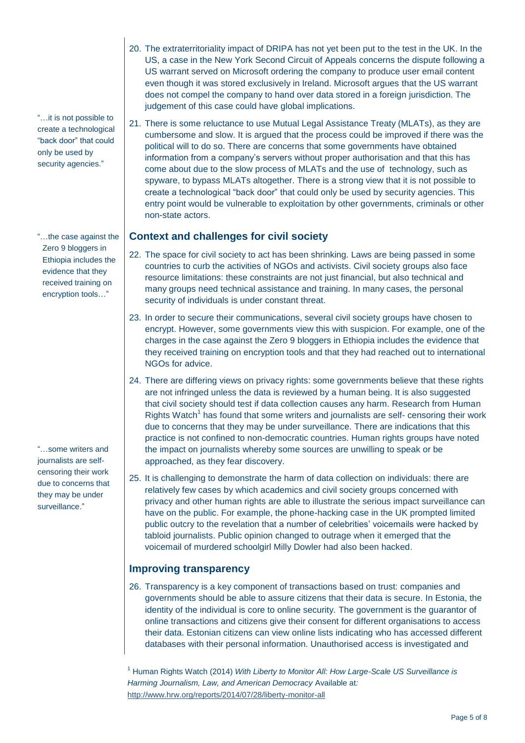20. The extraterritoriality impact of DRIPA has not yet been put to the test in the UK. In the US, a case in the New York Second Circuit of Appeals concerns the dispute following a US warrant served on Microsoft ordering the company to produce user email content even though it was stored exclusively in Ireland. Microsoft argues that the US warrant does not compel the company to hand over data stored in a foreign jurisdiction. The judgement of this case could have global implications.

21. There is some reluctance to use Mutual Legal Assistance Treaty (MLATs), as they are cumbersome and slow. It is argued that the process could be improved if there was the political will to do so. There are concerns that some governments have obtained information from a company's servers without proper authorisation and that this has come about due to the slow process of MLATs and the use of technology, such as spyware, to bypass MLATs altogether. There is a strong view that it is not possible to create a technological "back door" that could only be used by security agencies. This entry point would be vulnerable to exploitation by other governments, criminals or other non-state actors.

> "…it is not possible to create a technological "back door" that could only be used by security agencies."

## Context and challenges for civil society

22. The space for civil society to act has been shrinking. Laws are being passed in some countries to curb the activities of NGOs and activists. Civil society groups also face resource limitations: these constraints are not just financial, but also technical and many groups need technical assistance and training. In many cases, the personal security of individuals is under constant threat.

23. In order to secure their communications, several civil society groups have chosen to encrypt. However, some governments view this with suspicion. For example, one of the charges in the case against the Zero 9 bloggers in Ethiopia includes the evidence that they received training on encryption tools and that they had reached out to international NGOs for advice.

> "…the case against the Zero 9 bloggers in Ethiopia includes the evidence that they received training on encryption tools…"

24. There are differing views on privacy rights: some governments believe that these rights are not infringed unless the data is reviewed by a human being. It is also suggested that civil society should test if data collection causes any harm. Research from Human Rights Watch[1] has found that some writers and journalists are self- censoring their work due to concerns that they may be under surveillance. There are indications that this practice is not confined to non-democratic countries. Human rights groups have noted the impact on journalists whereby some sources are unwilling to speak or be approached, as they fear discovery.

> "…some writers and journalists are self-censoring their work due to concerns that they may be under surveillance."

25. It is challenging to demonstrate the harm of data collection on individuals: there are relatively few cases by which academics and civil society groups concerned with privacy and other human rights are able to illustrate the serious impact surveillance can have on the public. For example, the phone-hacking case in the UK prompted limited public outcry to the revelation that a number of celebrities' voicemails were hacked by tabloid journalists. Public opinion changed to outrage when it emerged that the voicemail of murdered schoolgirl Milly Dowler had also been hacked.

## Improving transparency

26. Transparency is a key component of transactions based on trust: companies and governments should be able to assure citizens that their data is secure. In Estonia, the identity of the individual is core to online security. The government is the guarantor of online transactions and citizens give their consent for different organisations to access their data. Estonian citizens can view online lists indicating who has accessed different databases with their personal information. Unauthorised access is investigated and

[1] Human Rights Watch (2014) *With Liberty to Monitor All: How Large-Scale US Surveillance is Harming Journalism, Law, and American Democracy* Available at: http://www.hrw.org/reports/2014/07/28/liberty-monitor-all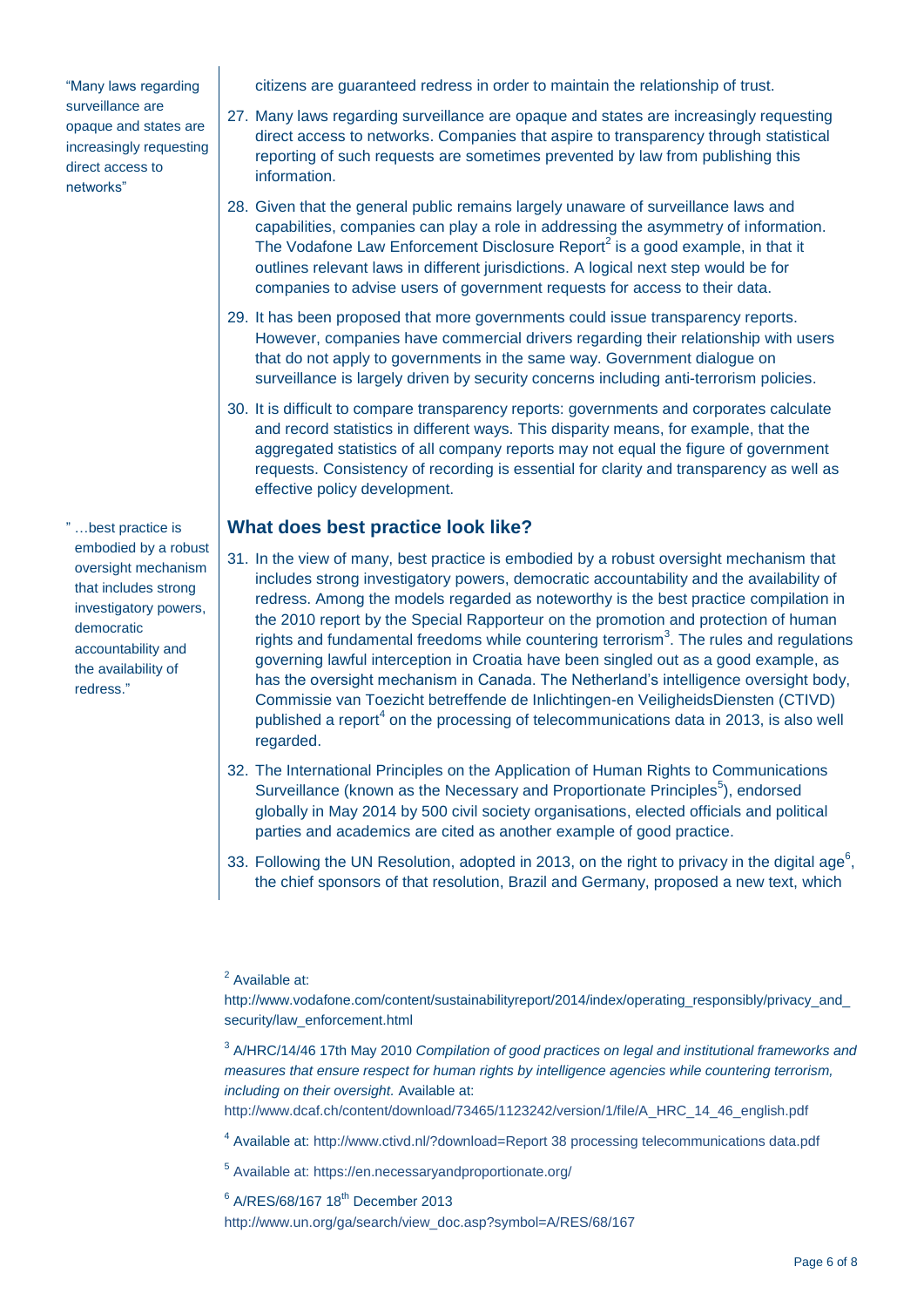> "Many laws regarding surveillance are opaque and states are increasingly requesting direct access to networks"

citizens are guaranteed redress in order to maintain the relationship of trust.

27. Many laws regarding surveillance are opaque and states are increasingly requesting direct access to networks. Companies that aspire to transparency through statistical reporting of such requests are sometimes prevented by law from publishing this information.

28. Given that the general public remains largely unaware of surveillance laws and capabilities, companies can play a role in addressing the asymmetry of information. The Vodafone Law Enforcement Disclosure Report[2] is a good example, in that it outlines relevant laws in different jurisdictions. A logical next step would be for companies to advise users of government requests for access to their data.

29. It has been proposed that more governments could issue transparency reports. However, companies have commercial drivers regarding their relationship with users that do not apply to governments in the same way. Government dialogue on surveillance is largely driven by security concerns including anti-terrorism policies.

30. It is difficult to compare transparency reports: governments and corporates calculate and record statistics in different ways. This disparity means, for example, that the aggregated statistics of all company reports may not equal the figure of government requests. Consistency of recording is essential for clarity and transparency as well as effective policy development.

> " …best practice is embodied by a robust oversight mechanism that includes strong investigatory powers, democratic accountability and the availability of redress."

## What does best practice look like?

31. In the view of many, best practice is embodied by a robust oversight mechanism that includes strong investigatory powers, democratic accountability and the availability of redress. Among the models regarded as noteworthy is the best practice compilation in the 2010 report by the Special Rapporteur on the promotion and protection of human rights and fundamental freedoms while countering terrorism[3]. The rules and regulations governing lawful interception in Croatia have been singled out as a good example, as has the oversight mechanism in Canada. The Netherland's intelligence oversight body, Commissie van Toezicht betreffende de Inlichtingen-en VeiligheidsDiensten (CTIVD) published a report[4] on the processing of telecommunications data in 2013, is also well regarded.

32. The International Principles on the Application of Human Rights to Communications Surveillance (known as the Necessary and Proportionate Principles[5]), endorsed globally in May 2014 by 500 civil society organisations, elected officials and political parties and academics are cited as another example of good practice.

33. Following the UN Resolution, adopted in 2013, on the right to privacy in the digital age[6], the chief sponsors of that resolution, Brazil and Germany, proposed a new text, which

---

[2] Available at: http://www.vodafone.com/content/sustainabilityreport/2014/index/operating_responsibly/privacy_and_security/law_enforcement.html

[3] A/HRC/14/46 17th May 2010 *Compilation of good practices on legal and institutional frameworks and measures that ensure respect for human rights by intelligence agencies while countering terrorism, including on their oversight.* Available at: http://www.dcaf.ch/content/download/73465/1123242/version/1/file/A_HRC_14_46_english.pdf

[4] Available at: http://www.ctivd.nl/?download=Report 38 processing telecommunications data.pdf

[5] Available at: https://en.necessaryandproportionate.org/

[6] A/RES/68/167 18th December 2013 http://www.un.org/ga/search/view_doc.asp?symbol=A/RES/68/167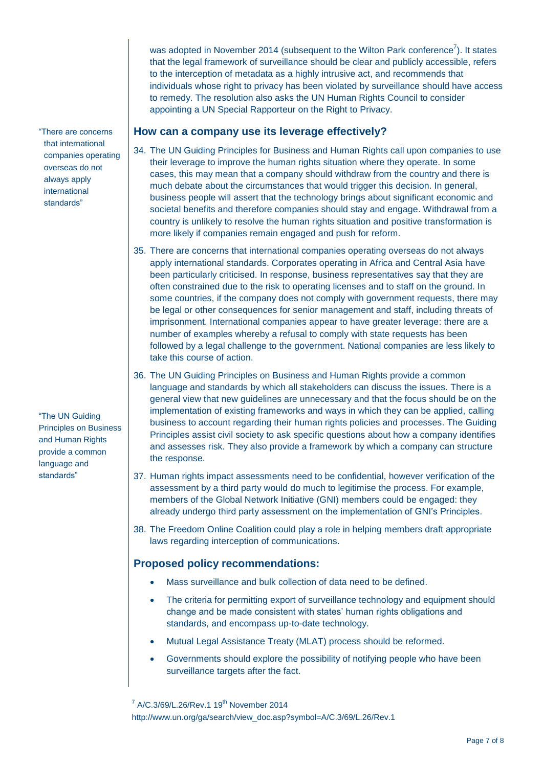was adopted in November 2014 (subsequent to the Wilton Park conference[7]). It states that the legal framework of surveillance should be clear and publicly accessible, refers to the interception of metadata as a highly intrusive act, and recommends that individuals whose right to privacy has been violated by surveillance should have access to remedy. The resolution also asks the UN Human Rights Council to consider appointing a UN Special Rapporteur on the Right to Privacy.

## How can a company use its leverage effectively?

"There are concerns that international companies operating overseas do not always apply international standards"

34. The UN Guiding Principles for Business and Human Rights call upon companies to use their leverage to improve the human rights situation where they operate. In some cases, this may mean that a company should withdraw from the country and there is much debate about the circumstances that would trigger this decision. In general, business people will assert that the technology brings about significant economic and societal benefits and therefore companies should stay and engage. Withdrawal from a country is unlikely to resolve the human rights situation and positive transformation is more likely if companies remain engaged and push for reform.

35. There are concerns that international companies operating overseas do not always apply international standards. Corporates operating in Africa and Central Asia have been particularly criticised. In response, business representatives say that they are often constrained due to the risk to operating licenses and to staff on the ground. In some countries, if the company does not comply with government requests, there may be legal or other consequences for senior management and staff, including threats of imprisonment. International companies appear to have greater leverage: there are a number of examples whereby a refusal to comply with state requests has been followed by a legal challenge to the government. National companies are less likely to take this course of action.

"The UN Guiding Principles on Business and Human Rights provide a common language and standards"

36. The UN Guiding Principles on Business and Human Rights provide a common language and standards by which all stakeholders can discuss the issues. There is a general view that new guidelines are unnecessary and that the focus should be on the implementation of existing frameworks and ways in which they can be applied, calling business to account regarding their human rights policies and processes. The Guiding Principles assist civil society to ask specific questions about how a company identifies and assesses risk. They also provide a framework by which a company can structure the response.

37. Human rights impact assessments need to be confidential, however verification of the assessment by a third party would do much to legitimise the process. For example, members of the Global Network Initiative (GNI) members could be engaged: they already undergo third party assessment on the implementation of GNI's Principles.

38. The Freedom Online Coalition could play a role in helping members draft appropriate laws regarding interception of communications.

## Proposed policy recommendations:

- Mass surveillance and bulk collection of data need to be defined.
- The criteria for permitting export of surveillance technology and equipment should change and be made consistent with states' human rights obligations and standards, and encompass up-to-date technology.
- Mutual Legal Assistance Treaty (MLAT) process should be reformed.
- Governments should explore the possibility of notifying people who have been surveillance targets after the fact.

[7] A/C.3/69/L.26/Rev.1 19th November 2014 http://www.un.org/ga/search/view_doc.asp?symbol=A/C.3/69/L.26/Rev.1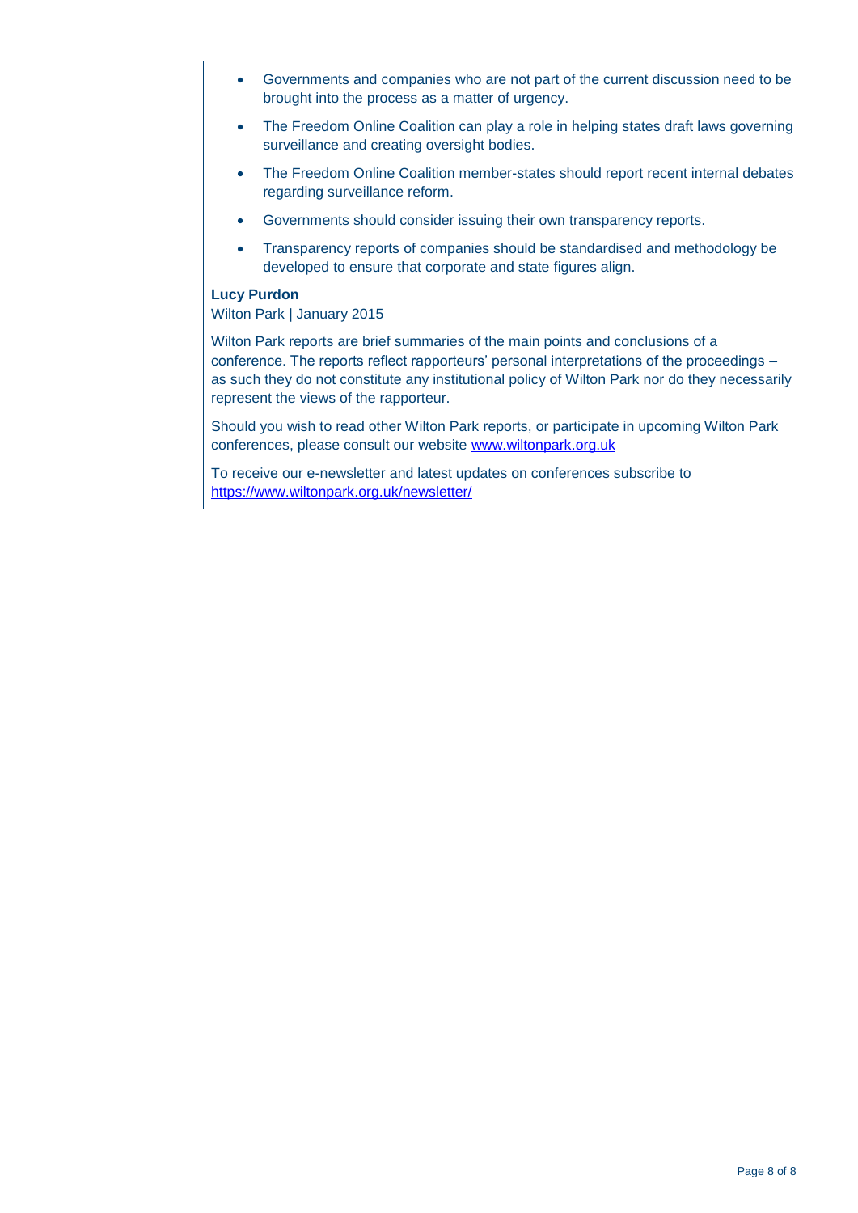- Governments and companies who are not part of the current discussion need to be brought into the process as a matter of urgency.
- The Freedom Online Coalition can play a role in helping states draft laws governing surveillance and creating oversight bodies.
- The Freedom Online Coalition member-states should report recent internal debates regarding surveillance reform.
- Governments should consider issuing their own transparency reports.
- Transparency reports of companies should be standardised and methodology be developed to ensure that corporate and state figures align.

**Lucy Purdon**

Wilton Park | January 2015

Wilton Park reports are brief summaries of the main points and conclusions of a conference. The reports reflect rapporteurs' personal interpretations of the proceedings – as such they do not constitute any institutional policy of Wilton Park nor do they necessarily represent the views of the rapporteur.

Should you wish to read other Wilton Park reports, or participate in upcoming Wilton Park conferences, please consult our website [www.wiltonpark.org.uk](http://www.wiltonpark.org.uk)

To receive our e-newsletter and latest updates on conferences subscribe to [https://www.wiltonpark.org.uk/newsletter/](https://www.wiltonpark.org.uk/newsletter/)